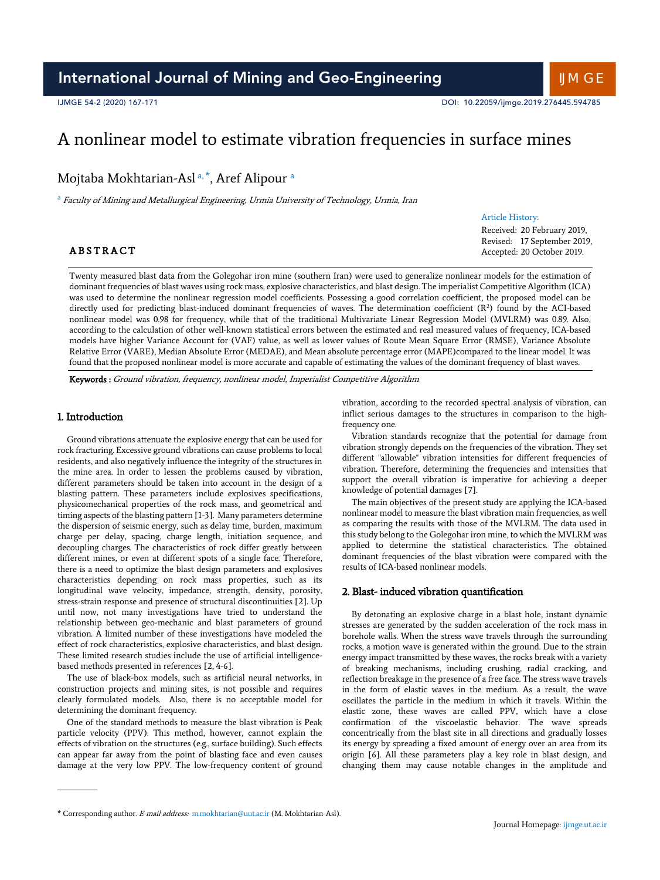# A nonlinear model to estimate vibration frequencies in surface mines

Mojtaba Mokhtarian-Asl [a, *], Aref Alipour [a]

[a] *Faculty of Mining and Metallurgical Engineering, Urmia University of Technology, Urmia, Iran*

Article History:
Received: 20 February 2019,
Revised: 17 September 2019,
Accepted: 20 October 2019.

## ABSTRACT

Twenty measured blast data from the Golegohar iron mine (southern Iran) were used to generalize nonlinear models for the estimation of dominant frequencies of blast waves using rock mass, explosive characteristics, and blast design. The imperialist Competitive Algorithm (ICA) was used to determine the nonlinear regression model coefficients. Possessing a good correlation coefficient, the proposed model can be directly used for predicting blast-induced dominant frequencies of waves. The determination coefficient ($R^2$) found by the ACI-based nonlinear model was 0.98 for frequency, while that of the traditional Multivariate Linear Regression Model (MVLRM) was 0.89. Also, according to the calculation of other well-known statistical errors between the estimated and real measured values of frequency, ICA-based models have higher Variance Account for (VAF) value, as well as lower values of Route Mean Square Error (RMSE), Variance Absolute Relative Error (VARE), Median Absolute Error (MEDAE), and Mean absolute percentage error (MAPE)compared to the linear model. It was found that the proposed nonlinear model is more accurate and capable of estimating the values of the dominant frequency of blast waves.

**Keywords :** *Ground vibration, frequency, nonlinear model, Imperialist Competitive Algorithm*

## 1. Introduction

Ground vibrations attenuate the explosive energy that can be used for rock fracturing. Excessive ground vibrations can cause problems to local residents, and also negatively influence the integrity of the structures in the mine area. In order to lessen the problems caused by vibration, different parameters should be taken into account in the design of a blasting pattern. These parameters include explosives specifications, physicomechanical properties of the rock mass, and geometrical and timing aspects of the blasting pattern [1-3]. Many parameters determine the dispersion of seismic energy, such as delay time, burden, maximum charge per delay, spacing, charge length, initiation sequence, and decoupling charges. The characteristics of rock differ greatly between different mines, or even at different spots of a single face. Therefore, there is a need to optimize the blast design parameters and explosives characteristics depending on rock mass properties, such as its longitudinal wave velocity, impedance, strength, density, porosity, stress-strain response and presence of structural discontinuities [2]. Up until now, not many investigations have tried to understand the relationship between geo-mechanic and blast parameters of ground vibration. A limited number of these investigations have modeled the effect of rock characteristics, explosive characteristics, and blast design. These limited research studies include the use of artificial intelligence-based methods presented in references [2, 4-6].

The use of black-box models, such as artificial neural networks, in construction projects and mining sites, is not possible and requires clearly formulated models. Also, there is no acceptable model for determining the dominant frequency.

One of the standard methods to measure the blast vibration is Peak particle velocity (PPV). This method, however, cannot explain the effects of vibration on the structures (e.g., surface building). Such effects can appear far away from the point of blasting face and even causes damage at the very low PPV. The low-frequency content of ground vibration, according to the recorded spectral analysis of vibration, can inflict serious damages to the structures in comparison to the high-frequency one.

Vibration standards recognize that the potential for damage from vibration strongly depends on the frequencies of the vibration. They set different "allowable" vibration intensities for different frequencies of vibration. Therefore, determining the frequencies and intensities that support the overall vibration is imperative for achieving a deeper knowledge of potential damages [7].

The main objectives of the present study are applying the ICA-based nonlinear model to measure the blast vibration main frequencies, as well as comparing the results with those of the MVLRM. The data used in this study belong to the Golegohar iron mine, to which the MVLRM was applied to determine the statistical characteristics. The obtained dominant frequencies of the blast vibration were compared with the results of ICA-based nonlinear models.

## 2. Blast- induced vibration quantification

By detonating an explosive charge in a blast hole, instant dynamic stresses are generated by the sudden acceleration of the rock mass in borehole walls. When the stress wave travels through the surrounding rocks, a motion wave is generated within the ground. Due to the strain energy impact transmitted by these waves, the rocks break with a variety of breaking mechanisms, including crushing, radial cracking, and reflection breakage in the presence of a free face. The stress wave travels in the form of elastic waves in the medium. As a result, the wave oscillates the particle in the medium in which it travels. Within the elastic zone, these waves are called PPV, which have a close confirmation of the viscoelastic behavior. The wave spreads concentrically from the blast site in all directions and gradually losses its energy by spreading a fixed amount of energy over an area from its origin [6]. All these parameters play a key role in blast design, and changing them may cause notable changes in the amplitude and

---

* Corresponding author. *E-mail address:* m.mokhtarian@uut.ac.ir (M. Mokhtarian-Asl).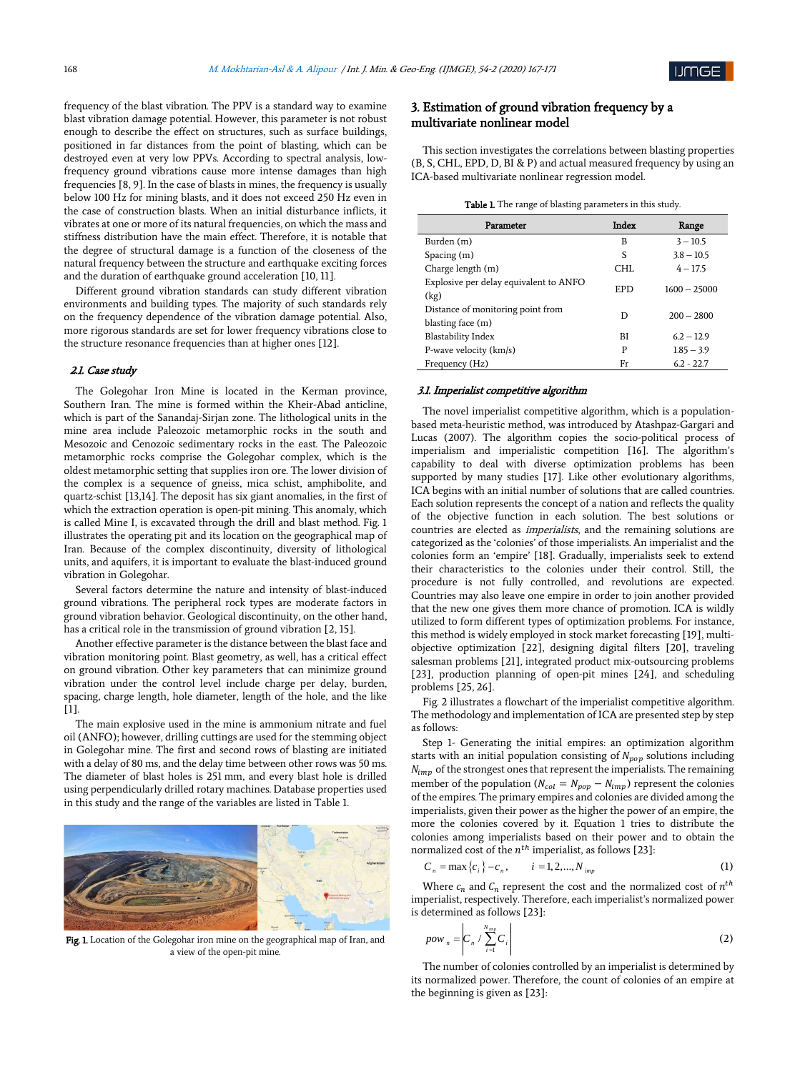frequency of the blast vibration. The PPV is a standard way to examine blast vibration damage potential. However, this parameter is not robust enough to describe the effect on structures, such as surface buildings, positioned in far distances from the point of blasting, which can be destroyed even at very low PPVs. According to spectral analysis, low-frequency ground vibrations cause more intense damages than high frequencies [8, 9]. In the case of blasts in mines, the frequency is usually below 100 Hz for mining blasts, and it does not exceed 250 Hz even in the case of construction blasts. When an initial disturbance inflicts, it vibrates at one or more of its natural frequencies, on which the mass and stiffness distribution have the main effect. Therefore, it is notable that the degree of structural damage is a function of the closeness of the natural frequency between the structure and earthquake exciting forces and the duration of earthquake ground acceleration [10, 11].

Different ground vibration standards can study different vibration environments and building types. The majority of such standards rely on the frequency dependence of the vibration damage potential. Also, more rigorous standards are set for lower frequency vibrations close to the structure resonance frequencies than at higher ones [12].

### *2.1. Case study*

The Golegohar Iron Mine is located in the Kerman province, Southern Iran. The mine is formed within the Kheir-Abad anticline, which is part of the Sanandaj-Sirjan zone. The lithological units in the mine area include Paleozoic metamorphic rocks in the south and Mesozoic and Cenozoic sedimentary rocks in the east. The Paleozoic metamorphic rocks comprise the Golegohar complex, which is the oldest metamorphic setting that supplies iron ore. The lower division of the complex is a sequence of gneiss, mica schist, amphibolite, and quartz-schist [13,14]. The deposit has six giant anomalies, in the first of which the extraction operation is open-pit mining. This anomaly, which is called Mine I, is excavated through the drill and blast method. Fig. 1 illustrates the operating pit and its location on the geographical map of Iran. Because of the complex discontinuity, diversity of lithological units, and aquifers, it is important to evaluate the blast-induced ground vibration in Golegohar.

Several factors determine the nature and intensity of blast-induced ground vibrations. The peripheral rock types are moderate factors in ground vibration behavior. Geological discontinuity, on the other hand, has a critical role in the transmission of ground vibration [2, 15].

Another effective parameter is the distance between the blast face and vibration monitoring point. Blast geometry, as well, has a critical effect on ground vibration. Other key parameters that can minimize ground vibration under the control level include charge per delay, burden, spacing, charge length, hole diameter, length of the hole, and the like [1].

The main explosive used in the mine is ammonium nitrate and fuel oil (ANFO); however, drilling cuttings are used for the stemming object in Golegohar mine. The first and second rows of blasting are initiated with a delay of 80 ms, and the delay time between other rows was 50 ms. The diameter of blast holes is 251 mm, and every blast hole is drilled using perpendicularly drilled rotary machines. Database properties used in this study and the range of the variables are listed in Table 1.

**Fig. 1.** Location of the Golegohar iron mine on the geographical map of Iran, and a view of the open-pit mine.

## 3. Estimation of ground vibration frequency by a multivariate nonlinear model

This section investigates the correlations between blasting properties (B, S, CHL, EPD, D, BI & P) and actual measured frequency by using an ICA-based multivariate nonlinear regression model.

**Table 1.** The range of blasting parameters in this study.

| Parameter | Index | Range |
|---|---|---|
| Burden (m) | B | 3 – 10.5 |
| Spacing (m) | S | 3.8 – 10.5 |
| Charge length (m) | CHL | 4 – 17.5 |
| Explosive per delay equivalent to ANFO (kg) | EPD | 1600 – 25000 |
| Distance of monitoring point from blasting face (m) | D | 200 – 2800 |
| Blastability Index | BI | 6.2 – 12.9 |
| P-wave velocity (km/s) | P | 1.85 – 3.9 |
| Frequency (Hz) | Fr | 6.2 - 22.7 |

### *3.1. Imperialist competitive algorithm*

The novel imperialist competitive algorithm, which is a population-based meta-heuristic method, was introduced by Atashpaz-Gargari and Lucas (2007). The algorithm copies the socio-political process of imperialism and imperialistic competition [16]. The algorithm's capability to deal with diverse optimization problems has been supported by many studies [17]. Like other evolutionary algorithms, ICA begins with an initial number of solutions that are called countries. Each solution represents the concept of a nation and reflects the quality of the objective function in each solution. The best solutions or countries are elected as *imperialists*, and the remaining solutions are categorized as the 'colonies' of those imperialists. An imperialist and the colonies form an 'empire' [18]. Gradually, imperialists seek to extend their characteristics to the colonies under their control. Still, the procedure is not fully controlled, and revolutions are expected. Countries may also leave one empire in order to join another provided that the new one gives them more chance of promotion. ICA is wildly utilized to form different types of optimization problems. For instance, this method is widely employed in stock market forecasting [19], multi-objective optimization [22], designing digital filters [20], traveling salesman problems [21], integrated product mix-outsourcing problems [23], production planning of open-pit mines [24], and scheduling problems [25, 26].

Fig. 2 illustrates a flowchart of the imperialist competitive algorithm. The methodology and implementation of ICA are presented step by step as follows:

Step 1- Generating the initial empires: an optimization algorithm starts with an initial population consisting of $N_{pop}$ solutions including $N_{imp}$ of the strongest ones that represent the imperialists. The remaining member of the population ($N_{col} = N_{pop} - N_{imp}$) represent the colonies of the empires. The primary empires and colonies are divided among the imperialists, given their power as the higher the power of an empire, the more the colonies covered by it. Equation 1 tries to distribute the colonies among imperialists based on their power and to obtain the normalized cost of the $n^{th}$ imperialist, as follows [23]:

$$C_n = \max\{c_i\} - c_n, \qquad i = 1, 2, \ldots, N_{imp} \tag{1}$$

Where $c_n$ and $C_n$ represent the cost and the normalized cost of $n^{th}$ imperialist, respectively. Therefore, each imperialist's normalized power is determined as follows [23]:

$$pow_n = \left| C_n \Big/ \sum_{i=1}^{N_{imp}} C_i \right| \tag{2}$$

The number of colonies controlled by an imperialist is determined by its normalized power. Therefore, the count of colonies of an empire at the beginning is given as [23]: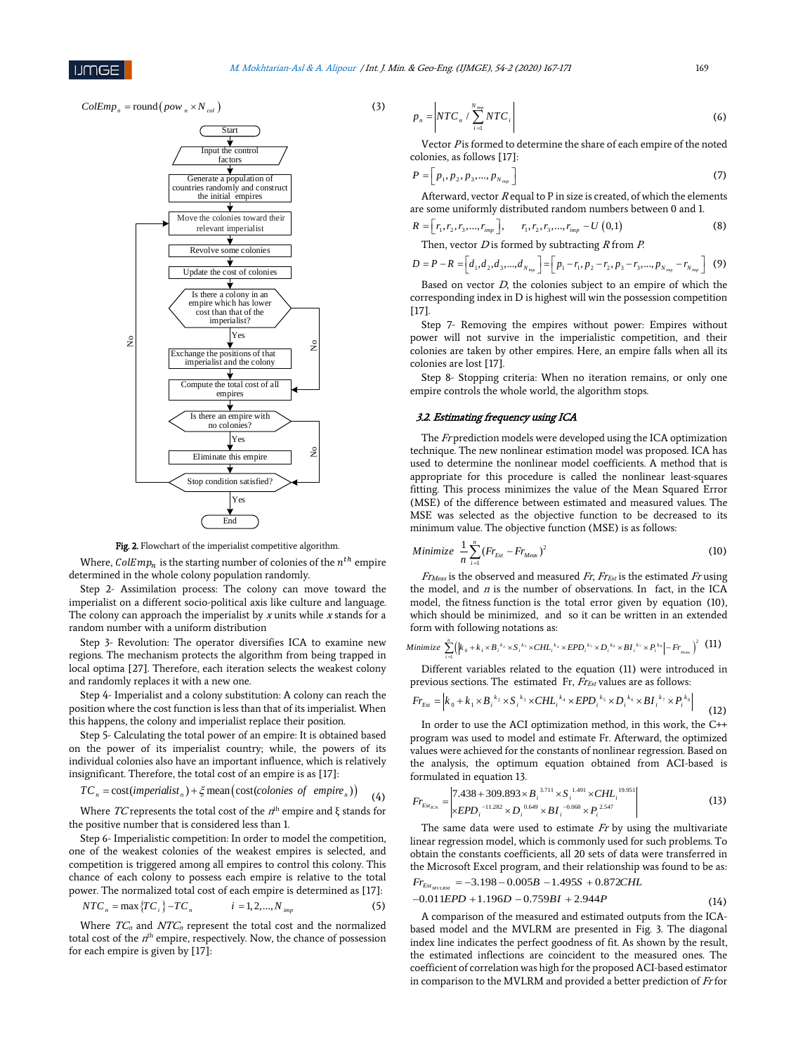$$ColEmp_n = \text{round}\left(pow_n \times N_{col}\right) \tag{3}$$

Fig. 2. Flowchart of the imperialist competitive algorithm.

Where, $ColEmp_n$ is the starting number of colonies of the $n^{th}$ empire determined in the whole colony population randomly.

Step 2- Assimilation process: The colony can move toward the imperialist on a different socio-political axis like culture and language. The colony can approach the imperialist by $x$ units while $x$ stands for a random number with a uniform distribution

Step 3- Revolution: The operator diversifies ICA to examine new regions. The mechanism protects the algorithm from being trapped in local optima [27]. Therefore, each iteration selects the weakest colony and randomly replaces it with a new one.

Step 4- Imperialist and a colony substitution: A colony can reach the position where the cost function is less than that of its imperialist. When this happens, the colony and imperialist replace their position.

Step 5- Calculating the total power of an empire: It is obtained based on the power of its imperialist country; while, the powers of its individual colonies also have an important influence, which is relatively insignificant. Therefore, the total cost of an empire is as [17]:

$$TC_n = \text{cost}(imperialist_n) + \xi\, \text{mean}\left(\text{cost}(colonies\ \ of\ \ empire_n)\right) \tag{4}$$

Where $TC$ represents the total cost of the $n^{th}$ empire and ξ stands for the positive number that is considered less than 1.

Step 6- Imperialistic competition: In order to model the competition, one of the weakest colonies of the weakest empires is selected, and competition is triggered among all empires to control this colony. This chance of each colony to possess each empire is relative to the total power. The normalized total cost of each empire is determined as [17]:

$$NTC_n = \max\{TC_i\} - TC_n \qquad i = 1,2,\ldots,N_{imp} \tag{5}$$

Where $TC_n$ and $NTC_n$ represent the total cost and the normalized total cost of the $n^{th}$ empire, respectively. Now, the chance of possession for each empire is given by [17]:

$$p_n = \left| NTC_n \Big/ \sum_{i=1}^{N_{imp}} NTC_i \right| \tag{6}$$

Vector $P$ is formed to determine the share of each empire of the noted colonies, as follows [17]:

$$P = \left[p_1, p_2, p_3, \ldots, p_{N_{imp}}\right] \tag{7}$$

Afterward, vector $R$ equal to P in size is created, of which the elements are some uniformly distributed random numbers between 0 and 1.

$$R = \left[r_1, r_2, r_3, \ldots, r_{imp}\right], \qquad r_1, r_2, r_3, \ldots, r_{imp} \sim U\,(0,1) \tag{8}$$

Then, vector $D$ is formed by subtracting $R$ from $P$.

$$D = P - R = \left[d_1, d_2, d_3, \ldots, d_{N_{imp}}\right] = \left[p_1 - r_1, p_2 - r_2, p_3 - r_3, \ldots, p_{N_{imp}} - r_{N_{imp}}\right] \tag{9}$$

Based on vector $D$, the colonies subject to an empire of which the corresponding index in D is highest will win the possession competition [17].

Step 7- Removing the empires without power: Empires without power will not survive in the imperialistic competition, and their colonies are taken by other empires. Here, an empire falls when all its colonies are lost [17].

Step 8- Stopping criteria: When no iteration remains, or only one empire controls the whole world, the algorithm stops.

### 3.2. Estimating frequency using ICA

The $Fr$ prediction models were developed using the ICA optimization technique. The new nonlinear estimation model was proposed. ICA has used to determine the nonlinear model coefficients. A method that is appropriate for this procedure is called the nonlinear least-squares fitting. This process minimizes the value of the Mean Squared Error (MSE) of the difference between estimated and measured values. The MSE was selected as the objective function to be decreased to its minimum value. The objective function (MSE) is as follows:

$$Minimize\ \ \frac{1}{n}\sum_{i=1}^{n}(Fr_{Est} - Fr_{Meas})^2 \tag{10}$$

$Fr_{Meas}$ is the observed and measured $Fr$, $Fr_{Est}$ is the estimated $Fr$ using the model, and $n$ is the number of observations. In fact, in the ICA model, the fitness function is the total error given by equation (10), which should be minimized, and so it can be written in an extended form with following notations as:

$$Minimize\ \sum_{i=1}^{n}\left(\left|k_0 + k_1 \times B_i^{\,k_2} \times S_i^{\,k_3} \times CHL_i^{\,k_4} \times EPD_i^{\,k_5} \times D_i^{\,k_6} \times BI_i^{\,k_7} \times P_i^{\,k_8}\right| - Fr_{Meas}\right)^2 \tag{11}$$

Different variables related to the equation (11) were introduced in previous sections. The estimated Fr, $Fr_{Est}$ values are as follows:

$$Fr_{Est} = \left|k_0 + k_1 \times B_i^{\,k_2} \times S_i^{\,k_3} \times CHL_i^{\,k_4} \times EPD_i^{\,k_5} \times D_i^{\,k_6} \times BI_i^{\,k_7} \times P_i^{\,k_8}\right| \tag{12}$$

In order to use the ACI optimization method, in this work, the C++ program was used to model and estimate Fr. Afterward, the optimized values were achieved for the constants of nonlinear regression. Based on the analysis, the optimum equation obtained from ACI-based is formulated in equation 13.

$$Fr_{Est_{ICA}} = \left|\begin{matrix} 7.438 + 309.893 \times B_i^{\,3.711} \times S_i^{\,1.491} \times CHL_i^{\,19.951} \\ \times EPD_i^{\,-11.282} \times D_i^{\,0.649} \times BI_i^{\,-0.068} \times P_i^{\,2.547} \end{matrix}\right| \tag{13}$$

The same data were used to estimate $Fr$ by using the multivariate linear regression model, which is commonly used for such problems. To obtain the constants coefficients, all 20 sets of data were transferred in the Microsoft Excel program, and their relationship was found to be as:

$$\begin{aligned} Fr_{Est_{MVLRM}} &= -3.198 - 0.005B - 1.495S + 0.872CHL \\ &-0.011EPD + 1.196D - 0.759BI + 2.944P \end{aligned} \tag{14}$$

A comparison of the measured and estimated outputs from the ICA-based model and the MVLRM are presented in Fig. 3. The diagonal index line indicates the perfect goodness of fit. As shown by the result, the estimated inflections are coincident to the measured ones. The coefficient of correlation was high for the proposed ACI-based estimator in comparison to the MVLRM and provided a better prediction of $Fr$ for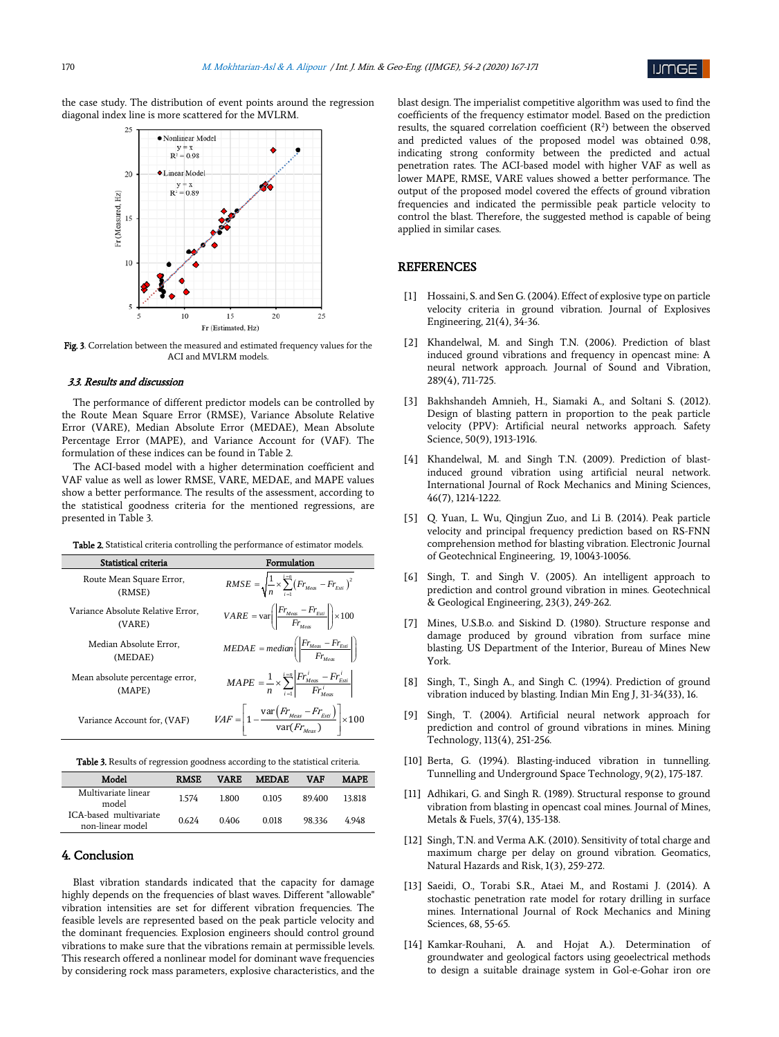the case study. The distribution of event points around the regression diagonal index line is more scattered for the MVLRM.

Fig. 3. Correlation between the measured and estimated frequency values for the ACI and MVLRM models.

### 3.3. Results and discussion

The performance of different predictor models can be controlled by the Route Mean Square Error (RMSE), Variance Absolute Relative Error (VARE), Median Absolute Error (MEDAE), Mean Absolute Percentage Error (MAPE), and Variance Account for (VAF). The formulation of these indices can be found in Table 2.

The ACI-based model with a higher determination coefficient and VAF value as well as lower RMSE, VARE, MEDAE, and MAPE values show a better performance. The results of the assessment, according to the statistical goodness criteria for the mentioned regressions, are presented in Table 3.

Table 2. Statistical criteria controlling the performance of estimator models.

| Statistical criteria | Formulation |
|---|---|
| Route Mean Square Error, (RMSE) | $RMSE = \sqrt{\frac{1}{n} \times \sum_{i=1}^{i=n} \left(Fr_{Meas} - Fr_{Esti}\right)^2}$ |
| Variance Absolute Relative Error, (VARE) | $VARE = \mathrm{var}\left(\left\lvert \frac{Fr_{Meas} - Fr_{Esti}}{Fr_{Meas}} \right\rvert\right) \times 100$ |
| Median Absolute Error, (MEDAE) | $MEDAE = median\left(\left\lvert \frac{Fr_{Meas} - Fr_{Esti}}{Fr_{Meas}} \right\rvert\right)$ |
| Mean absolute percentage error, (MAPE) | $MAPE = \frac{1}{n} \times \sum_{i=1}^{i=n} \left\lvert \frac{Fr^{i}_{Meas} - Fr^{i}_{Esti}}{Fr^{i}_{Meas}} \right\rvert$ |
| Variance Account for, (VAF) | $VAF = \left[1 - \frac{\mathrm{var}\left(Fr_{Meas} - Fr_{Esti}\right)}{\mathrm{var}(Fr_{Meas})}\right] \times 100$ |

Table 3. Results of regression goodness according to the statistical criteria.

| Model | RMSE | VARE | MEDAE | VAF | MAPE |
|---|---|---|---|---|---|
| Multivariate linear model | 1.574 | 1.800 | 0.105 | 89.400 | 13.818 |
| ICA-based multivariate non-linear model | 0.624 | 0.406 | 0.018 | 98.336 | 4.948 |

## 4. Conclusion

Blast vibration standards indicated that the capacity for damage highly depends on the frequencies of blast waves. Different "allowable" vibration intensities are set for different vibration frequencies. The feasible levels are represented based on the peak particle velocity and the dominant frequencies. Explosion engineers should control ground vibrations to make sure that the vibrations remain at permissible levels. This research offered a nonlinear model for dominant wave frequencies by considering rock mass parameters, explosive characteristics, and the blast design. The imperialist competitive algorithm was used to find the coefficients of the frequency estimator model. Based on the prediction results, the squared correlation coefficient ($R^2$) between the observed and predicted values of the proposed model was obtained 0.98, indicating strong conformity between the predicted and actual penetration rates. The ACI-based model with higher VAF as well as lower MAPE, RMSE, VARE values showed a better performance. The output of the proposed model covered the effects of ground vibration frequencies and indicated the permissible peak particle velocity to control the blast. Therefore, the suggested method is capable of being applied in similar cases.

## REFERENCES

[1] Hossaini, S. and Sen G. (2004). Effect of explosive type on particle velocity criteria in ground vibration. Journal of Explosives Engineering, 21(4), 34-36.

[2] Khandelwal, M. and Singh T.N. (2006). Prediction of blast induced ground vibrations and frequency in opencast mine: A neural network approach. Journal of Sound and Vibration, 289(4), 711-725.

[3] Bakhshandeh Amnieh, H., Siamaki A., and Soltani S. (2012). Design of blasting pattern in proportion to the peak particle velocity (PPV): Artificial neural networks approach. Safety Science, 50(9), 1913-1916.

[4] Khandelwal, M. and Singh T.N. (2009). Prediction of blast-induced ground vibration using artificial neural network. International Journal of Rock Mechanics and Mining Sciences, 46(7), 1214-1222.

[5] Q. Yuan, L. Wu, Qingjun Zuo, and Li B. (2014). Peak particle velocity and principal frequency prediction based on RS-FNN comprehension method for blasting vibration. Electronic Journal of Geotechnical Engineering, 19, 10043-10056.

[6] Singh, T. and Singh V. (2005). An intelligent approach to prediction and control ground vibration in mines. Geotechnical & Geological Engineering, 23(3), 249-262.

[7] Mines, U.S.B.o. and Siskind D. (1980). Structure response and damage produced by ground vibration from surface mine blasting. US Department of the Interior, Bureau of Mines New York.

[8] Singh, T., Singh A., and Singh C. (1994). Prediction of ground vibration induced by blasting. Indian Min Eng J, 31-34(33), 16.

[9] Singh, T. (2004). Artificial neural network approach for prediction and control of ground vibrations in mines. Mining Technology, 113(4), 251-256.

[10] Berta, G. (1994). Blasting-induced vibration in tunnelling. Tunnelling and Underground Space Technology, 9(2), 175-187.

[11] Adhikari, G. and Singh R. (1989). Structural response to ground vibration from blasting in opencast coal mines. Journal of Mines, Metals & Fuels, 37(4), 135-138.

[12] Singh, T.N. and Verma A.K. (2010). Sensitivity of total charge and maximum charge per delay on ground vibration. Geomatics, Natural Hazards and Risk, 1(3), 259-272.

[13] Saeidi, O., Torabi S.R., Ataei M., and Rostami J. (2014). A stochastic penetration rate model for rotary drilling in surface mines. International Journal of Rock Mechanics and Mining Sciences, 68, 55-65.

[14] Kamkar-Rouhani, A. and Hojat A.). Determination of groundwater and geological factors using geoelectrical methods to design a suitable drainage system in Gol-e-Gohar iron ore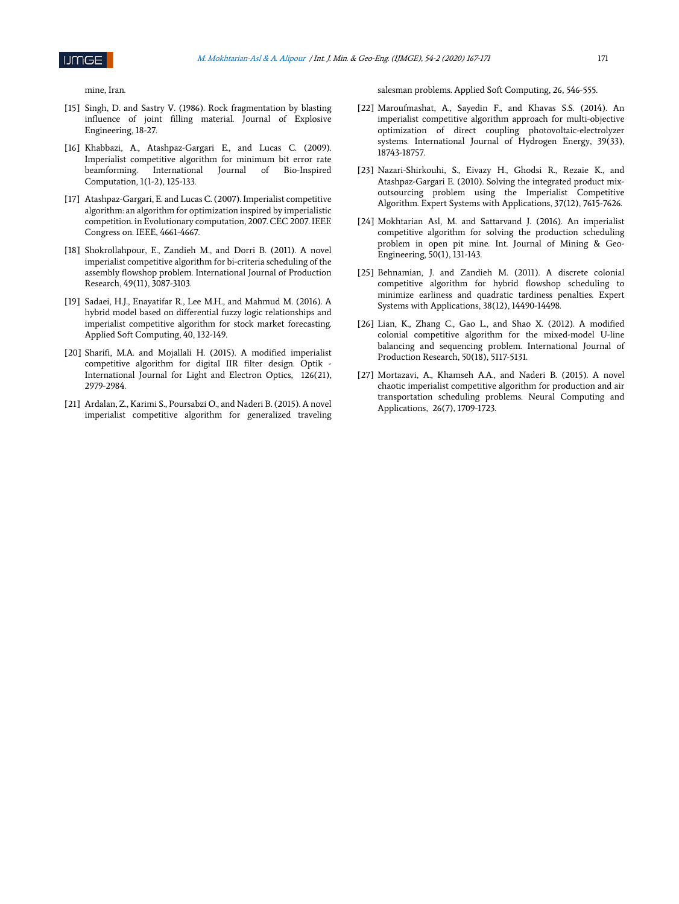mine, Iran.

[15] Singh, D. and Sastry V. (1986). Rock fragmentation by blasting influence of joint filling material. Journal of Explosive Engineering, 18-27.

[16] Khabbazi, A., Atashpaz-Gargari E., and Lucas C. (2009). Imperialist competitive algorithm for minimum bit error rate beamforming. International Journal of Bio-Inspired Computation, 1(1-2), 125-133.

[17] Atashpaz-Gargari, E. and Lucas C. (2007). Imperialist competitive algorithm: an algorithm for optimization inspired by imperialistic competition. in Evolutionary computation, 2007. CEC 2007. IEEE Congress on. IEEE, 4661-4667.

[18] Shokrollahpour, E., Zandieh M., and Dorri B. (2011). A novel imperialist competitive algorithm for bi-criteria scheduling of the assembly flowshop problem. International Journal of Production Research, 49(11), 3087-3103.

[19] Sadaei, H.J., Enayatifar R., Lee M.H., and Mahmud M. (2016). A hybrid model based on differential fuzzy logic relationships and imperialist competitive algorithm for stock market forecasting. Applied Soft Computing, 40, 132-149.

[20] Sharifi, M.A. and Mojallali H. (2015). A modified imperialist competitive algorithm for digital IIR filter design. Optik - International Journal for Light and Electron Optics, 126(21), 2979-2984.

[21] Ardalan, Z., Karimi S., Poursabzi O., and Naderi B. (2015). A novel imperialist competitive algorithm for generalized traveling salesman problems. Applied Soft Computing, 26, 546-555.

[22] Maroufmashat, A., Sayedin F., and Khavas S.S. (2014). An imperialist competitive algorithm approach for multi-objective optimization of direct coupling photovoltaic-electrolyzer systems. International Journal of Hydrogen Energy, 39(33), 18743-18757.

[23] Nazari-Shirkouhi, S., Eivazy H., Ghodsi R., Rezaie K., and Atashpaz-Gargari E. (2010). Solving the integrated product mix-outsourcing problem using the Imperialist Competitive Algorithm. Expert Systems with Applications, 37(12), 7615-7626.

[24] Mokhtarian Asl, M. and Sattarvand J. (2016). An imperialist competitive algorithm for solving the production scheduling problem in open pit mine. Int. Journal of Mining & Geo-Engineering, 50(1), 131-143.

[25] Behnamian, J. and Zandieh M. (2011). A discrete colonial competitive algorithm for hybrid flowshop scheduling to minimize earliness and quadratic tardiness penalties. Expert Systems with Applications, 38(12), 14490-14498.

[26] Lian, K., Zhang C., Gao L., and Shao X. (2012). A modified colonial competitive algorithm for the mixed-model U-line balancing and sequencing problem. International Journal of Production Research, 50(18), 5117-5131.

[27] Mortazavi, A., Khamseh A.A., and Naderi B. (2015). A novel chaotic imperialist competitive algorithm for production and air transportation scheduling problems. Neural Computing and Applications, 26(7), 1709-1723.